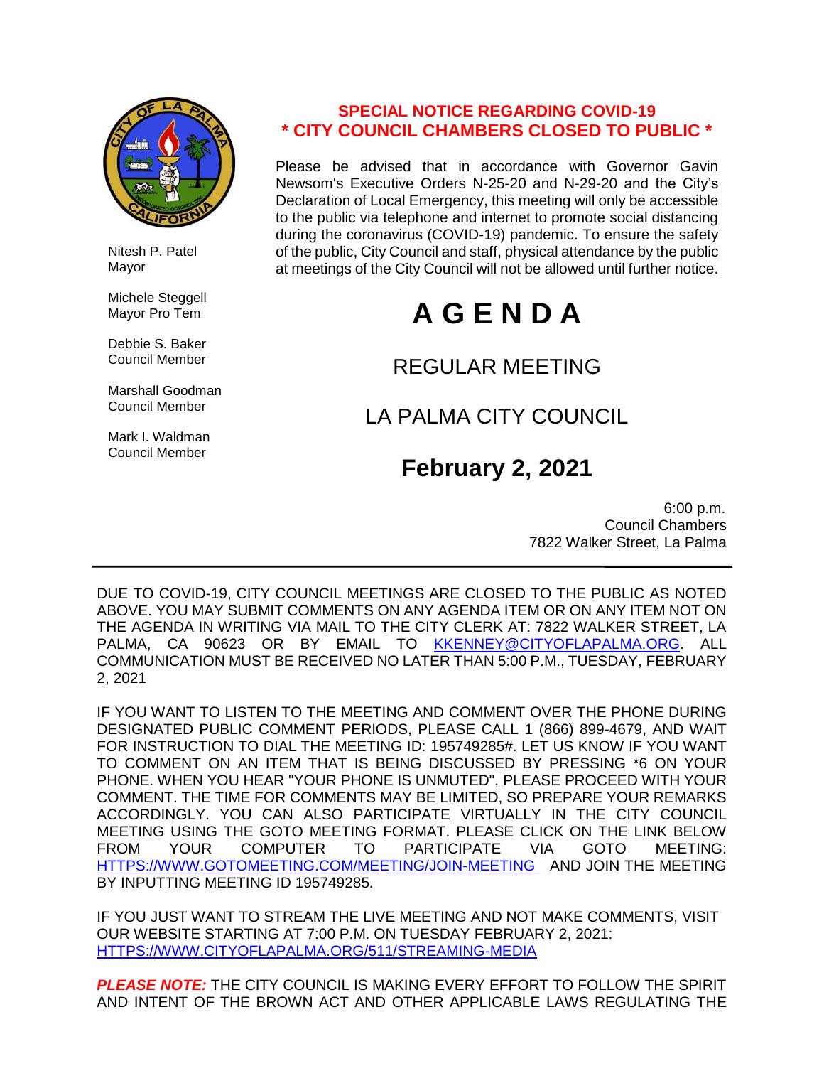Nitesh P. Patel
Mayor

Michele Steggell
Mayor Pro Tem

Debbie S. Baker
Council Member

Marshall Goodman
Council Member

Mark I. Waldman
Council Member

**SPECIAL NOTICE REGARDING COVID-19**
**\* CITY COUNCIL CHAMBERS CLOSED TO PUBLIC \***

Please be advised that in accordance with Governor Gavin Newsom's Executive Orders N-25-20 and N-29-20 and the City's Declaration of Local Emergency, this meeting will only be accessible to the public via telephone and internet to promote social distancing during the coronavirus (COVID-19) pandemic. To ensure the safety of the public, City Council and staff, physical attendance by the public at meetings of the City Council will not be allowed until further notice.

# A G E N D A

## REGULAR MEETING

## LA PALMA CITY COUNCIL

## February 2, 2021

6:00 p.m.
Council Chambers
7822 Walker Street, La Palma

---

DUE TO COVID-19, CITY COUNCIL MEETINGS ARE CLOSED TO THE PUBLIC AS NOTED ABOVE. YOU MAY SUBMIT COMMENTS ON ANY AGENDA ITEM OR ON ANY ITEM NOT ON THE AGENDA IN WRITING VIA MAIL TO THE CITY CLERK AT: 7822 WALKER STREET, LA PALMA, CA 90623 OR BY EMAIL TO KKENNEY@CITYOFLAPALMA.ORG. ALL COMMUNICATION MUST BE RECEIVED NO LATER THAN 5:00 P.M., TUESDAY, FEBRUARY 2, 2021

IF YOU WANT TO LISTEN TO THE MEETING AND COMMENT OVER THE PHONE DURING DESIGNATED PUBLIC COMMENT PERIODS, PLEASE CALL 1 (866) 899-4679, AND WAIT FOR INSTRUCTION TO DIAL THE MEETING ID: 195749285#. LET US KNOW IF YOU WANT TO COMMENT ON AN ITEM THAT IS BEING DISCUSSED BY PRESSING *6 ON YOUR PHONE. WHEN YOU HEAR "YOUR PHONE IS UNMUTED", PLEASE PROCEED WITH YOUR COMMENT. THE TIME FOR COMMENTS MAY BE LIMITED, SO PREPARE YOUR REMARKS ACCORDINGLY. YOU CAN ALSO PARTICIPATE VIRTUALLY IN THE CITY COUNCIL MEETING USING THE GOTO MEETING FORMAT. PLEASE CLICK ON THE LINK BELOW FROM YOUR COMPUTER TO PARTICIPATE VIA GOTO MEETING: HTTPS://WWW.GOTOMEETING.COM/MEETING/JOIN-MEETING AND JOIN THE MEETING BY INPUTTING MEETING ID 195749285.

IF YOU JUST WANT TO STREAM THE LIVE MEETING AND NOT MAKE COMMENTS, VISIT OUR WEBSITE STARTING AT 7:00 P.M. ON TUESDAY FEBRUARY 2, 2021: HTTPS://WWW.CITYOFLAPALMA.ORG/511/STREAMING-MEDIA

***PLEASE NOTE:*** THE CITY COUNCIL IS MAKING EVERY EFFORT TO FOLLOW THE SPIRIT AND INTENT OF THE BROWN ACT AND OTHER APPLICABLE LAWS REGULATING THE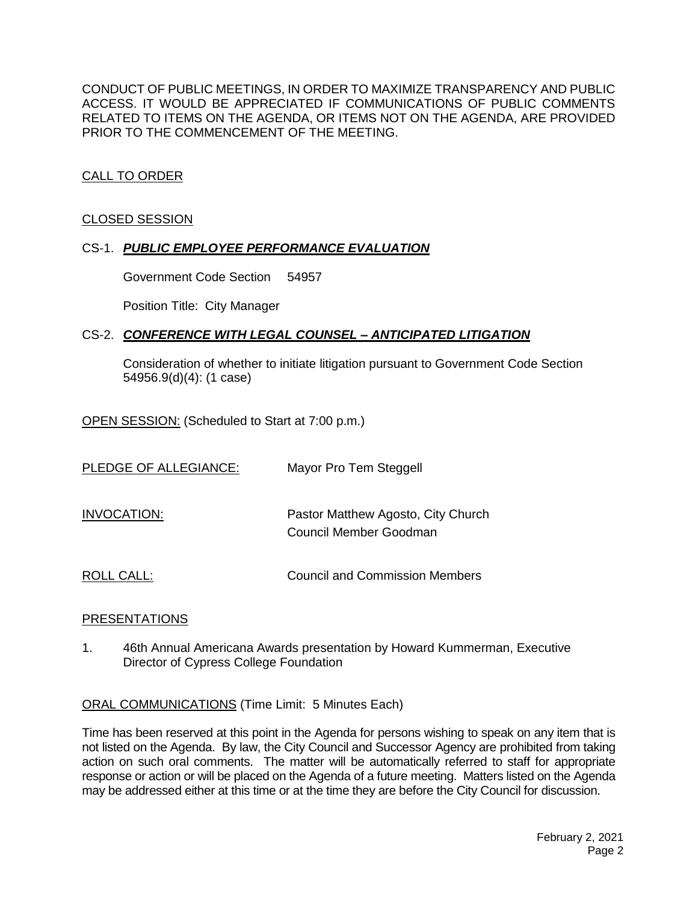CONDUCT OF PUBLIC MEETINGS, IN ORDER TO MAXIMIZE TRANSPARENCY AND PUBLIC ACCESS. IT WOULD BE APPRECIATED IF COMMUNICATIONS OF PUBLIC COMMENTS RELATED TO ITEMS ON THE AGENDA, OR ITEMS NOT ON THE AGENDA, ARE PROVIDED PRIOR TO THE COMMENCEMENT OF THE MEETING.

CALL TO ORDER

CLOSED SESSION

CS-1. ***PUBLIC EMPLOYEE PERFORMANCE EVALUATION***

Government Code Section 54957

Position Title: City Manager

CS-2. ***CONFERENCE WITH LEGAL COUNSEL – ANTICIPATED LITIGATION***

Consideration of whether to initiate litigation pursuant to Government Code Section 54956.9(d)(4): (1 case)

OPEN SESSION: (Scheduled to Start at 7:00 p.m.)

PLEDGE OF ALLEGIANCE: Mayor Pro Tem Steggell

INVOCATION: Pastor Matthew Agosto, City Church
Council Member Goodman

ROLL CALL: Council and Commission Members

PRESENTATIONS

1. 46th Annual Americana Awards presentation by Howard Kummerman, Executive Director of Cypress College Foundation

ORAL COMMUNICATIONS (Time Limit: 5 Minutes Each)

Time has been reserved at this point in the Agenda for persons wishing to speak on any item that is not listed on the Agenda. By law, the City Council and Successor Agency are prohibited from taking action on such oral comments. The matter will be automatically referred to staff for appropriate response or action or will be placed on the Agenda of a future meeting. Matters listed on the Agenda may be addressed either at this time or at the time they are before the City Council for discussion.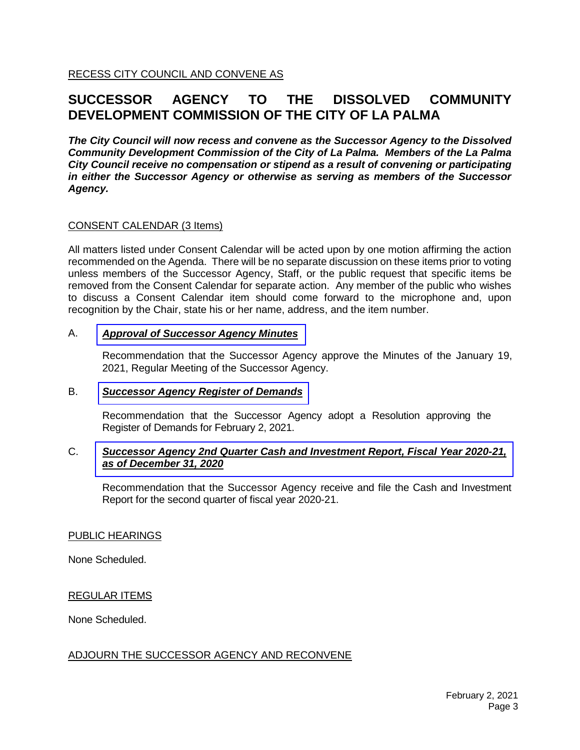RECESS CITY COUNCIL AND CONVENE AS

# SUCCESSOR AGENCY TO THE DISSOLVED COMMUNITY DEVELOPMENT COMMISSION OF THE CITY OF LA PALMA

***The City Council will now recess and convene as the Successor Agency to the Dissolved Community Development Commission of the City of La Palma. Members of the La Palma City Council receive no compensation or stipend as a result of convening or participating in either the Successor Agency or otherwise as serving as members of the Successor Agency.***

CONSENT CALENDAR (3 Items)

All matters listed under Consent Calendar will be acted upon by one motion affirming the action recommended on the Agenda. There will be no separate discussion on these items prior to voting unless members of the Successor Agency, Staff, or the public request that specific items be removed from the Consent Calendar for separate action. Any member of the public who wishes to discuss a Consent Calendar item should come forward to the microphone and, upon recognition by the Chair, state his or her name, address, and the item number.

A. ***Approval of Successor Agency Minutes***

Recommendation that the Successor Agency approve the Minutes of the January 19, 2021, Regular Meeting of the Successor Agency.

B. ***Successor Agency Register of Demands***

Recommendation that the Successor Agency adopt a Resolution approving the Register of Demands for February 2, 2021.

C. ***Successor Agency 2nd Quarter Cash and Investment Report, Fiscal Year 2020-21, as of December 31, 2020***

Recommendation that the Successor Agency receive and file the Cash and Investment Report for the second quarter of fiscal year 2020-21.

PUBLIC HEARINGS

None Scheduled.

REGULAR ITEMS

None Scheduled.

ADJOURN THE SUCCESSOR AGENCY AND RECONVENE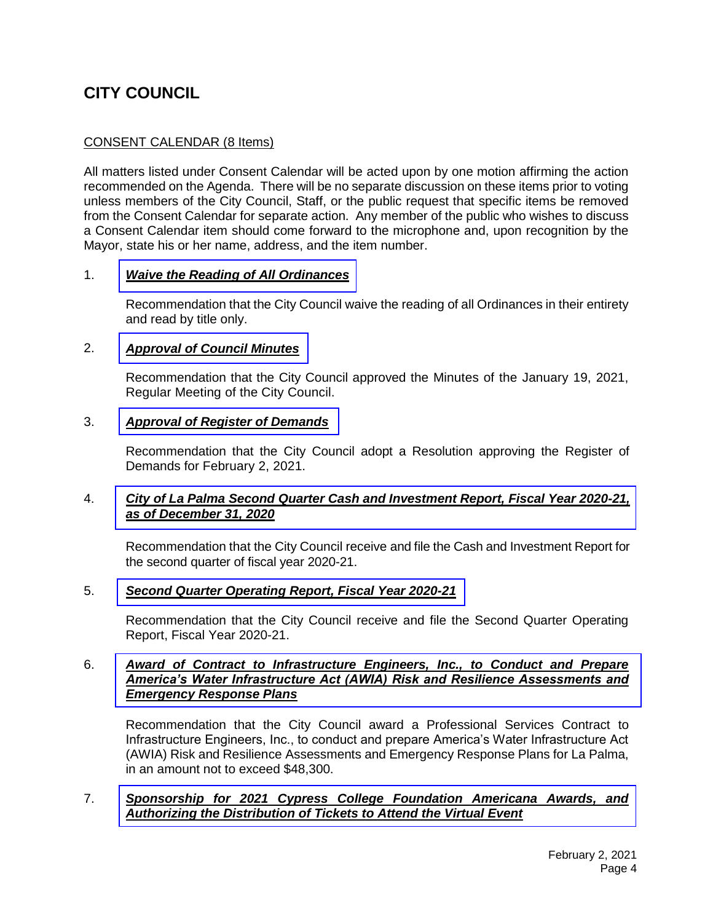# CITY COUNCIL

CONSENT CALENDAR (8 Items)

All matters listed under Consent Calendar will be acted upon by one motion affirming the action recommended on the Agenda. There will be no separate discussion on these items prior to voting unless members of the City Council, Staff, or the public request that specific items be removed from the Consent Calendar for separate action. Any member of the public who wishes to discuss a Consent Calendar item should come forward to the microphone and, upon recognition by the Mayor, state his or her name, address, and the item number.

1. ***Waive the Reading of All Ordinances***

   Recommendation that the City Council waive the reading of all Ordinances in their entirety and read by title only.

2. ***Approval of Council Minutes***

   Recommendation that the City Council approved the Minutes of the January 19, 2021, Regular Meeting of the City Council.

3. ***Approval of Register of Demands***

   Recommendation that the City Council adopt a Resolution approving the Register of Demands for February 2, 2021.

4. ***City of La Palma Second Quarter Cash and Investment Report, Fiscal Year 2020-21, as of December 31, 2020***

   Recommendation that the City Council receive and file the Cash and Investment Report for the second quarter of fiscal year 2020-21.

5. ***Second Quarter Operating Report, Fiscal Year 2020-21***

   Recommendation that the City Council receive and file the Second Quarter Operating Report, Fiscal Year 2020-21.

6. ***Award of Contract to Infrastructure Engineers, Inc., to Conduct and Prepare America's Water Infrastructure Act (AWIA) Risk and Resilience Assessments and Emergency Response Plans***

   Recommendation that the City Council award a Professional Services Contract to Infrastructure Engineers, Inc., to conduct and prepare America's Water Infrastructure Act (AWIA) Risk and Resilience Assessments and Emergency Response Plans for La Palma, in an amount not to exceed $48,300.

7. ***Sponsorship for 2021 Cypress College Foundation Americana Awards, and Authorizing the Distribution of Tickets to Attend the Virtual Event***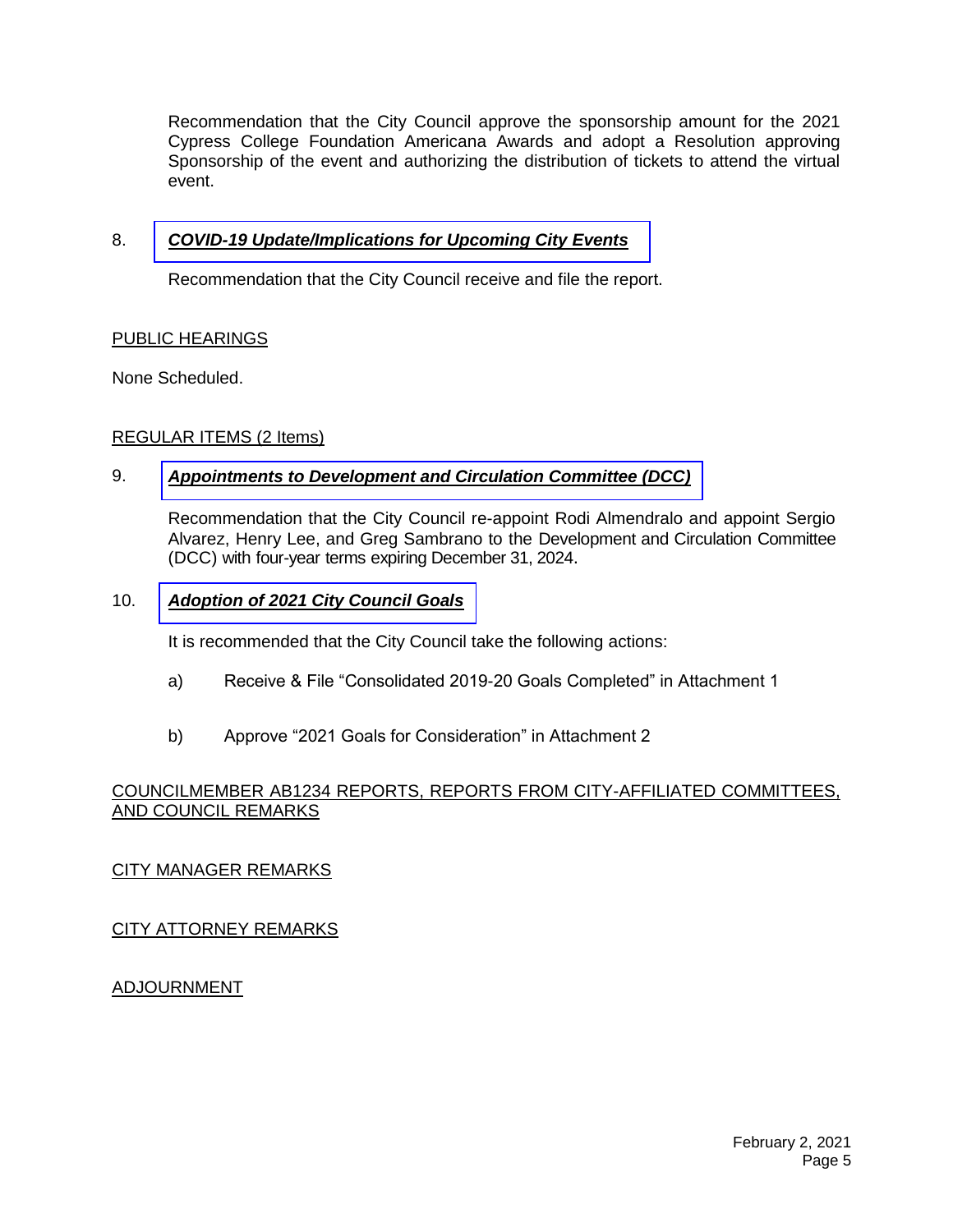Recommendation that the City Council approve the sponsorship amount for the 2021 Cypress College Foundation Americana Awards and adopt a Resolution approving Sponsorship of the event and authorizing the distribution of tickets to attend the virtual event.

8. ***COVID-19 Update/Implications for Upcoming City Events***

Recommendation that the City Council receive and file the report.

PUBLIC HEARINGS

None Scheduled.

REGULAR ITEMS (2 Items)

9. ***Appointments to Development and Circulation Committee (DCC)***

Recommendation that the City Council re-appoint Rodi Almendralo and appoint Sergio Alvarez, Henry Lee, and Greg Sambrano to the Development and Circulation Committee (DCC) with four-year terms expiring December 31, 2024.

10. ***Adoption of 2021 City Council Goals***

It is recommended that the City Council take the following actions:

a) Receive & File "Consolidated 2019-20 Goals Completed" in Attachment 1

b) Approve "2021 Goals for Consideration" in Attachment 2

COUNCILMEMBER AB1234 REPORTS, REPORTS FROM CITY-AFFILIATED COMMITTEES, AND COUNCIL REMARKS

CITY MANAGER REMARKS

CITY ATTORNEY REMARKS

ADJOURNMENT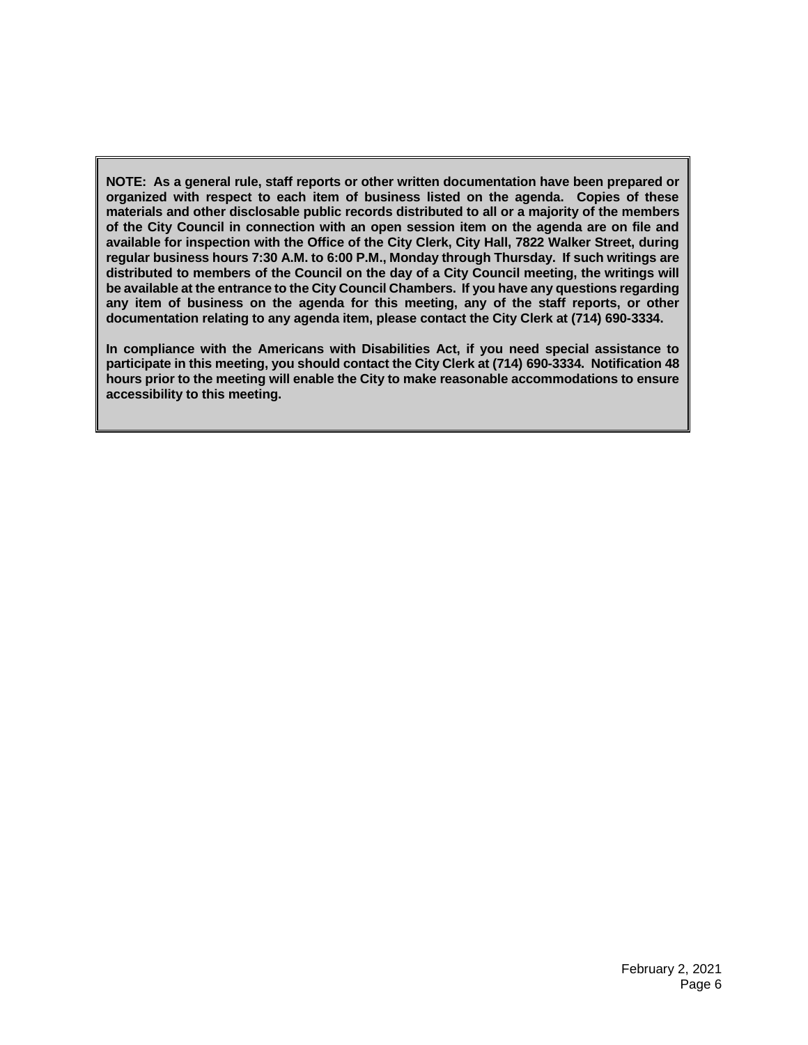**NOTE: As a general rule, staff reports or other written documentation have been prepared or organized with respect to each item of business listed on the agenda. Copies of these materials and other disclosable public records distributed to all or a majority of the members of the City Council in connection with an open session item on the agenda are on file and available for inspection with the Office of the City Clerk, City Hall, 7822 Walker Street, during regular business hours 7:30 A.M. to 6:00 P.M., Monday through Thursday. If such writings are distributed to members of the Council on the day of a City Council meeting, the writings will be available at the entrance to the City Council Chambers. If you have any questions regarding any item of business on the agenda for this meeting, any of the staff reports, or other documentation relating to any agenda item, please contact the City Clerk at (714) 690-3334.**

**In compliance with the Americans with Disabilities Act, if you need special assistance to participate in this meeting, you should contact the City Clerk at (714) 690-3334. Notification 48 hours prior to the meeting will enable the City to make reasonable accommodations to ensure accessibility to this meeting.**